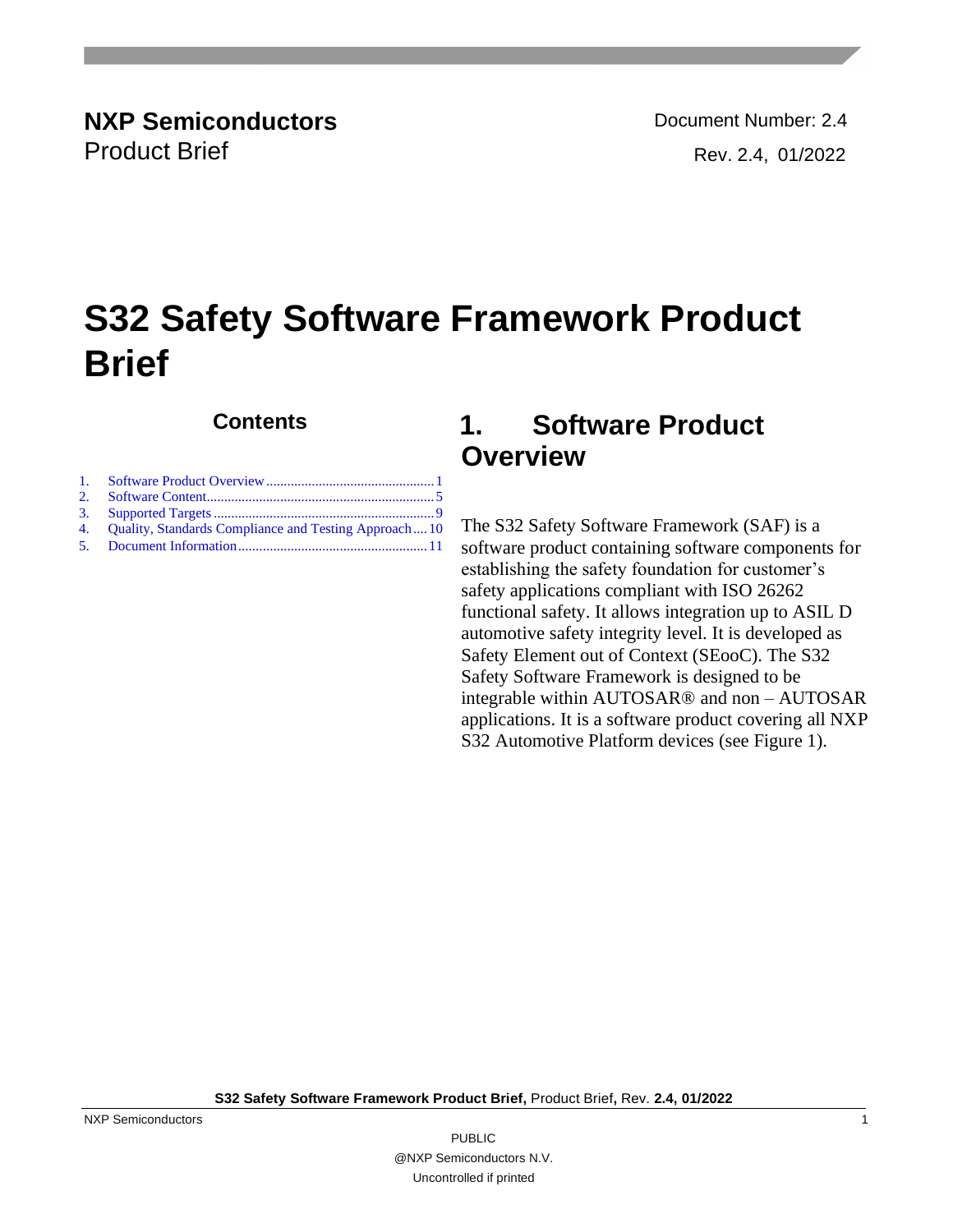**NXP Semiconductors**
Product Brief

Document Number: 2.4
Rev. 2.4, 01/2022

# S32 Safety Software Framework Product Brief

## Contents

1. Software Product Overview ........ 1
2. Software Content ........ 5
3. Supported Targets ........ 9
4. Quality, Standards Compliance and Testing Approach ........ 10
5. Document Information ........ 11

## 1. Software Product Overview

The S32 Safety Software Framework (SAF) is a software product containing software components for establishing the safety foundation for customer's safety applications compliant with ISO 26262 functional safety. It allows integration up to ASIL D automotive safety integrity level. It is developed as Safety Element out of Context (SEooC). The S32 Safety Software Framework is designed to be integrable within AUTOSAR® and non – AUTOSAR applications. It is a software product covering all NXP S32 Automotive Platform devices (see Figure 1).

PUBLIC
@NXP Semiconductors N.V.
Uncontrolled if printed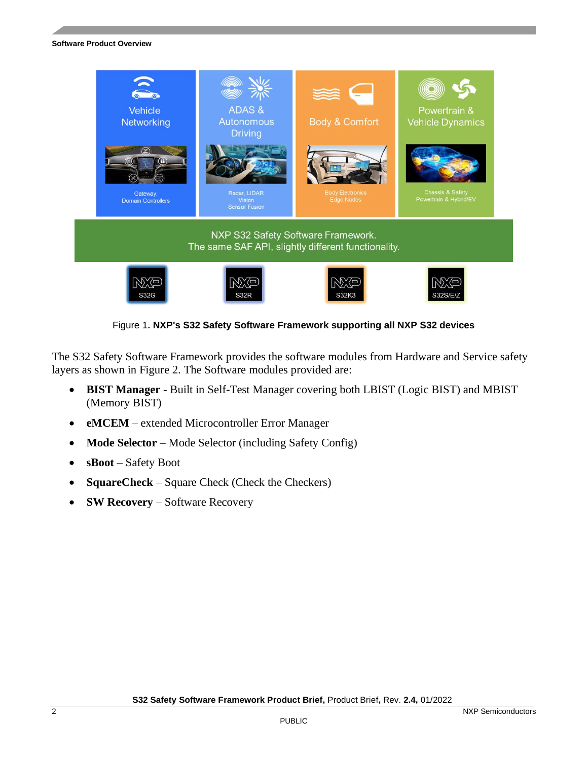Figure 1. **NXP's S32 Safety Software Framework supporting all NXP S32 devices**

The S32 Safety Software Framework provides the software modules from Hardware and Service safety layers as shown in Figure 2. The Software modules provided are:

- **BIST Manager** - Built in Self-Test Manager covering both LBIST (Logic BIST) and MBIST (Memory BIST)
- **eMCEM** – extended Microcontroller Error Manager
- **Mode Selector** – Mode Selector (including Safety Config)
- **sBoot** – Safety Boot
- **SquareCheck** – Square Check (Check the Checkers)
- **SW Recovery** – Software Recovery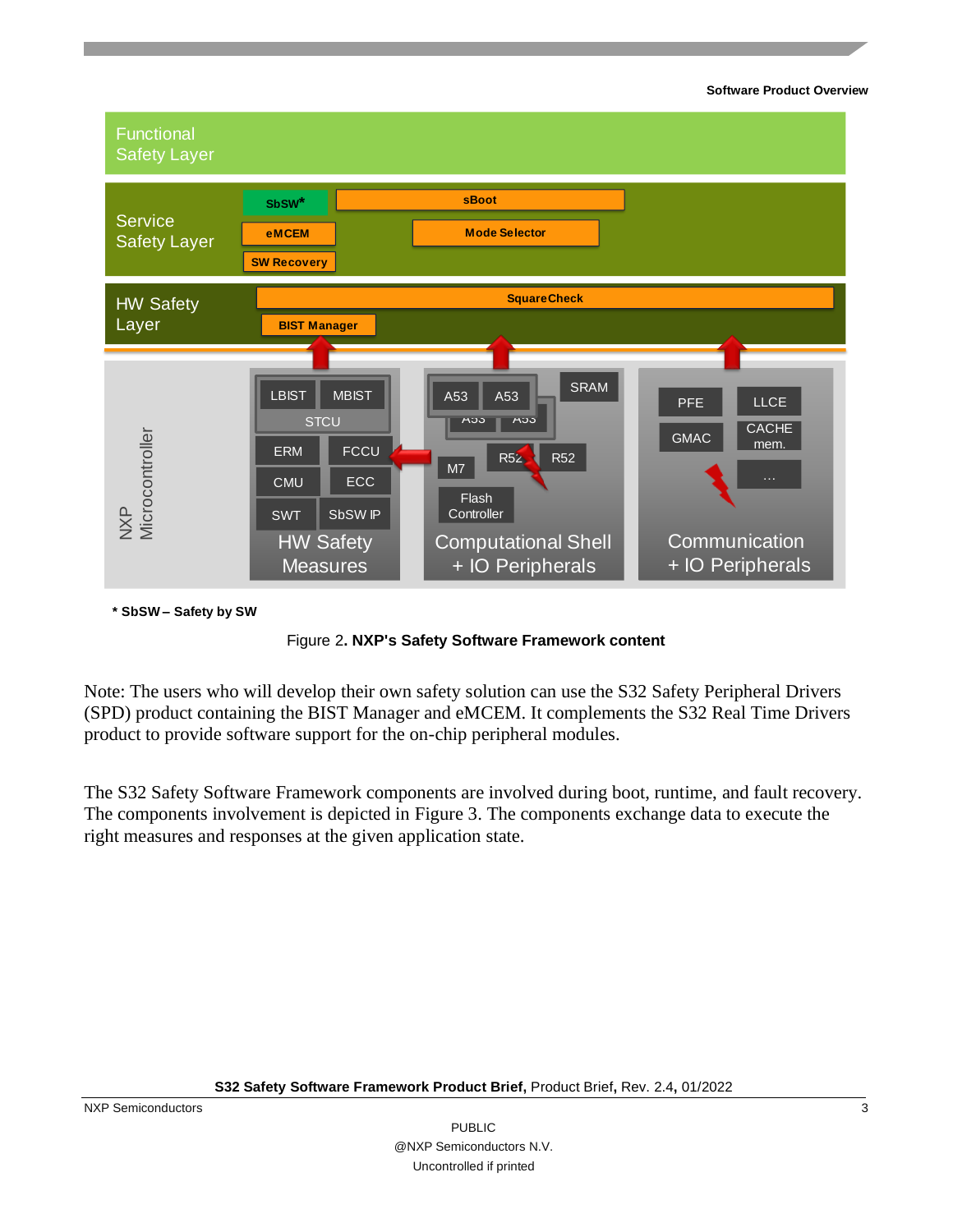* SbSW – Safety by SW

Figure 2. **NXP's Safety Software Framework content**

Note: The users who will develop their own safety solution can use the S32 Safety Peripheral Drivers (SPD) product containing the BIST Manager and eMCEM. It complements the S32 Real Time Drivers product to provide software support for the on-chip peripheral modules.

The S32 Safety Software Framework components are involved during boot, runtime, and fault recovery. The components involvement is depicted in Figure 3. The components exchange data to execute the right measures and responses at the given application state.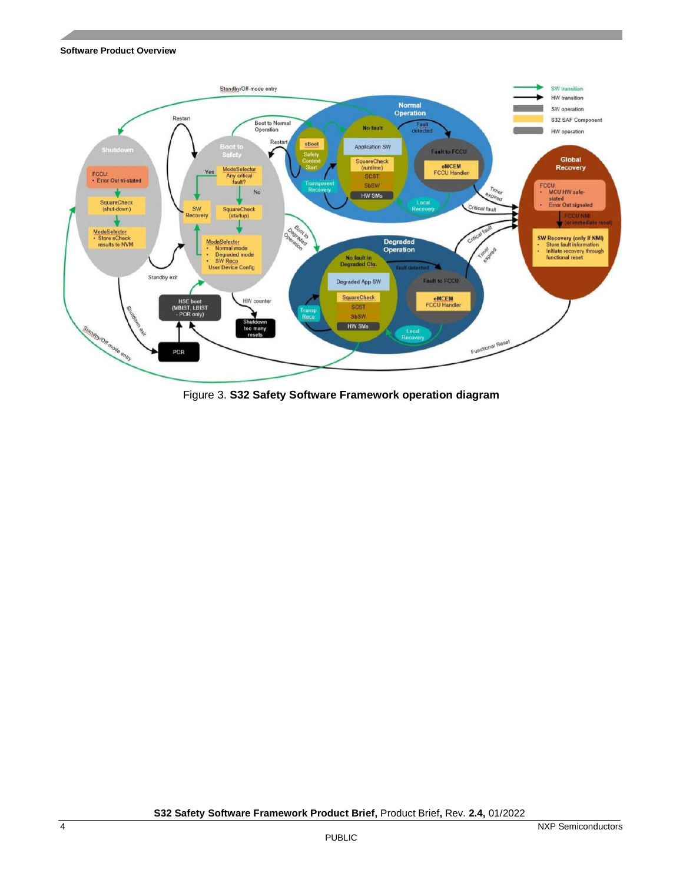Figure 3. **S32 Safety Software Framework operation diagram**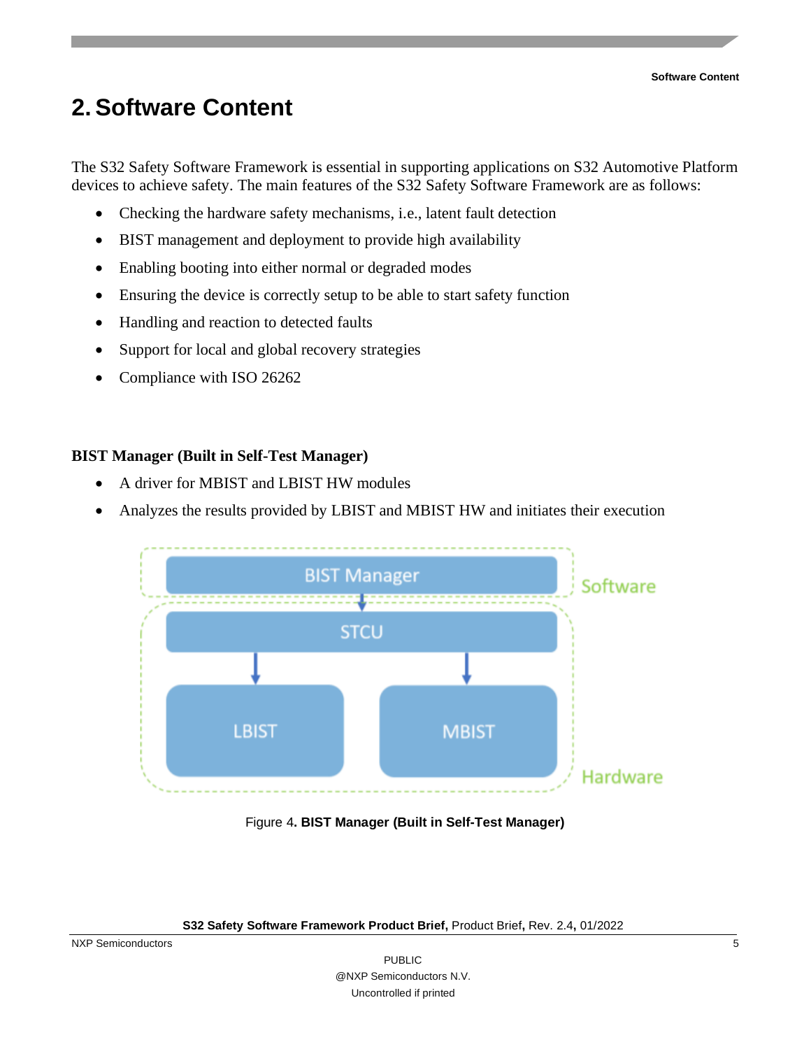# 2. Software Content

The S32 Safety Software Framework is essential in supporting applications on S32 Automotive Platform devices to achieve safety. The main features of the S32 Safety Software Framework are as follows:

- Checking the hardware safety mechanisms, i.e., latent fault detection
- BIST management and deployment to provide high availability
- Enabling booting into either normal or degraded modes
- Ensuring the device is correctly setup to be able to start safety function
- Handling and reaction to detected faults
- Support for local and global recovery strategies
- Compliance with ISO 26262

**BIST Manager (Built in Self-Test Manager)**

- A driver for MBIST and LBIST HW modules
- Analyzes the results provided by LBIST and MBIST HW and initiates their execution

Figure 4. **BIST Manager (Built in Self-Test Manager)**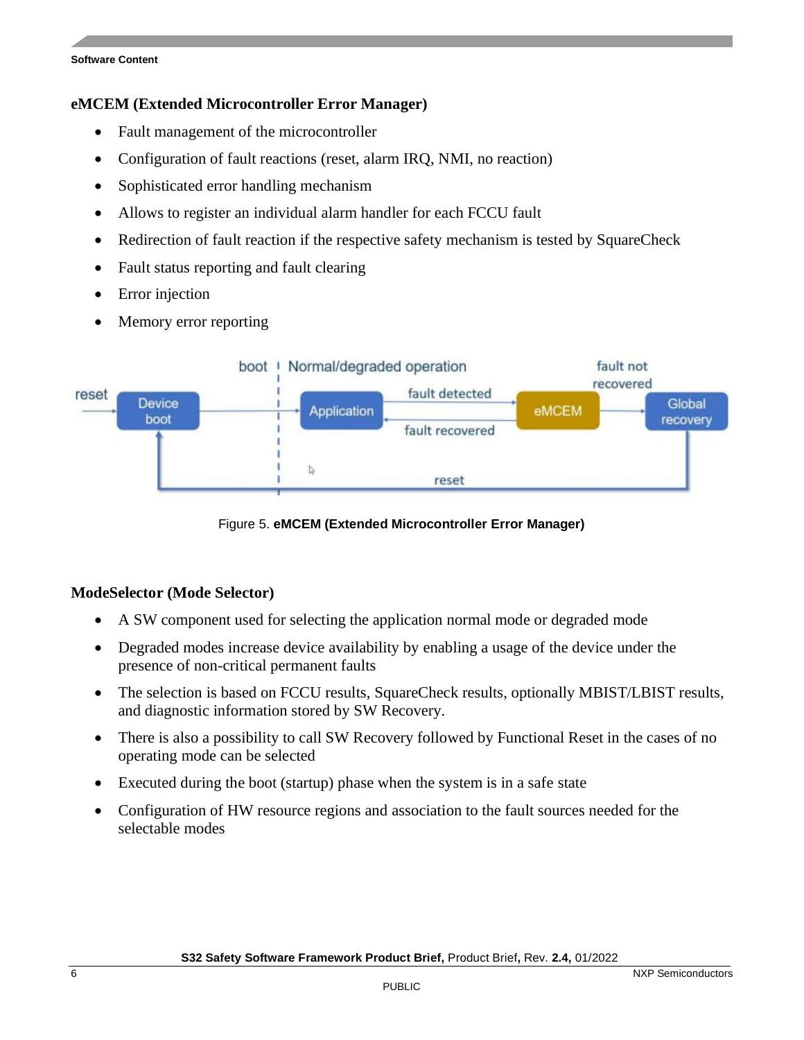### eMCEM (Extended Microcontroller Error Manager)

- Fault management of the microcontroller
- Configuration of fault reactions (reset, alarm IRQ, NMI, no reaction)
- Sophisticated error handling mechanism
- Allows to register an individual alarm handler for each FCCU fault
- Redirection of fault reaction if the respective safety mechanism is tested by SquareCheck
- Fault status reporting and fault clearing
- Error injection
- Memory error reporting

Figure 5. **eMCEM (Extended Microcontroller Error Manager)**

### ModeSelector (Mode Selector)

- A SW component used for selecting the application normal mode or degraded mode
- Degraded modes increase device availability by enabling a usage of the device under the presence of non-critical permanent faults
- The selection is based on FCCU results, SquareCheck results, optionally MBIST/LBIST results, and diagnostic information stored by SW Recovery.
- There is also a possibility to call SW Recovery followed by Functional Reset in the cases of no operating mode can be selected
- Executed during the boot (startup) phase when the system is in a safe state
- Configuration of HW resource regions and association to the fault sources needed for the selectable modes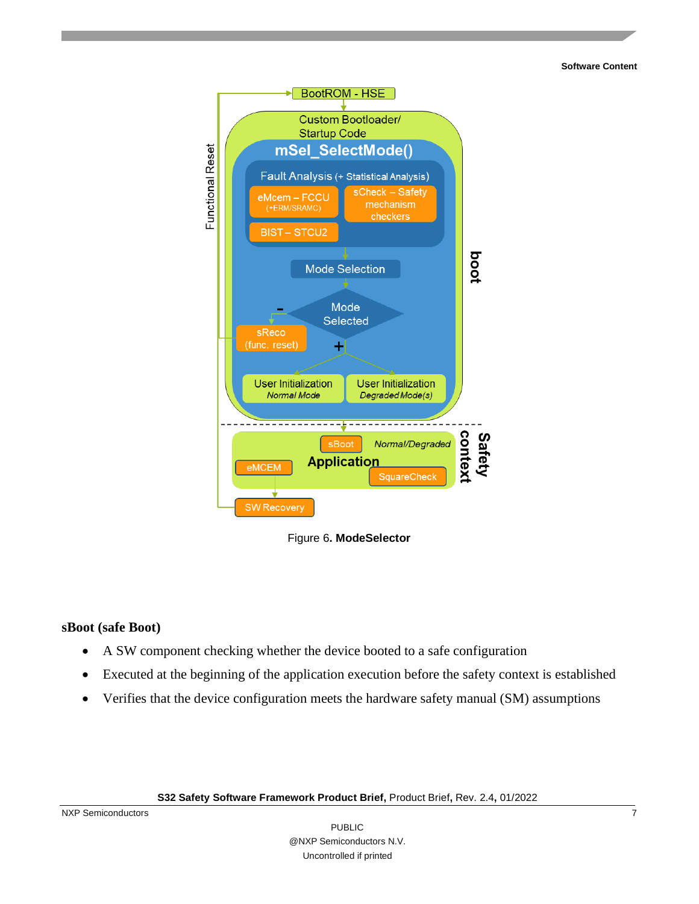Figure 6. **ModeSelector**

### sBoot (safe Boot)

- A SW component checking whether the device booted to a safe configuration
- Executed at the beginning of the application execution before the safety context is established
- Verifies that the device configuration meets the hardware safety manual (SM) assumptions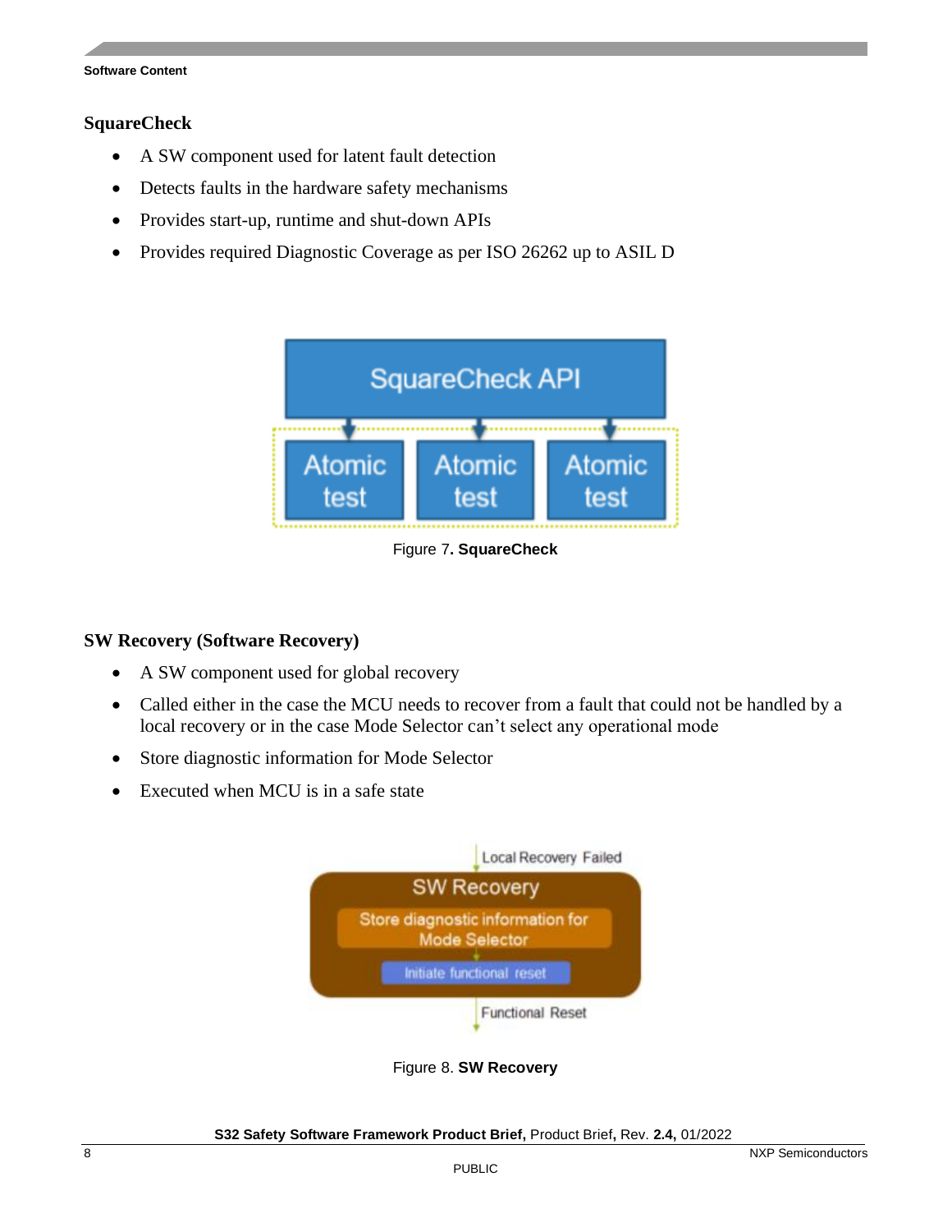### SquareCheck

- A SW component used for latent fault detection
- Detects faults in the hardware safety mechanisms
- Provides start-up, runtime and shut-down APIs
- Provides required Diagnostic Coverage as per ISO 26262 up to ASIL D

Figure 7. **SquareCheck**

### SW Recovery (Software Recovery)

- A SW component used for global recovery
- Called either in the case the MCU needs to recover from a fault that could not be handled by a local recovery or in the case Mode Selector can't select any operational mode
- Store diagnostic information for Mode Selector
- Executed when MCU is in a safe state

Figure 8. **SW Recovery**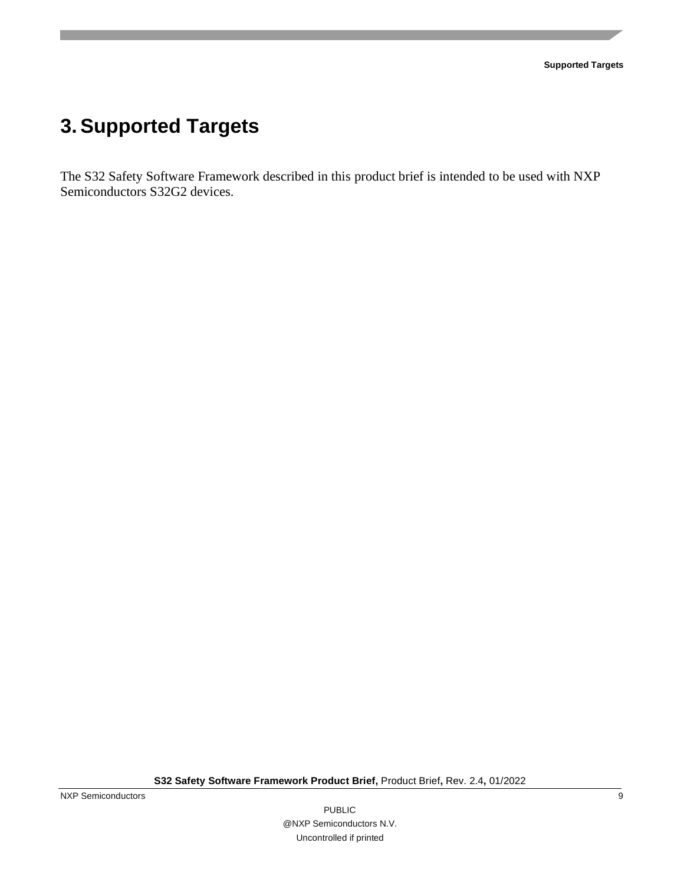# 3. Supported Targets

The S32 Safety Software Framework described in this product brief is intended to be used with NXP Semiconductors S32G2 devices.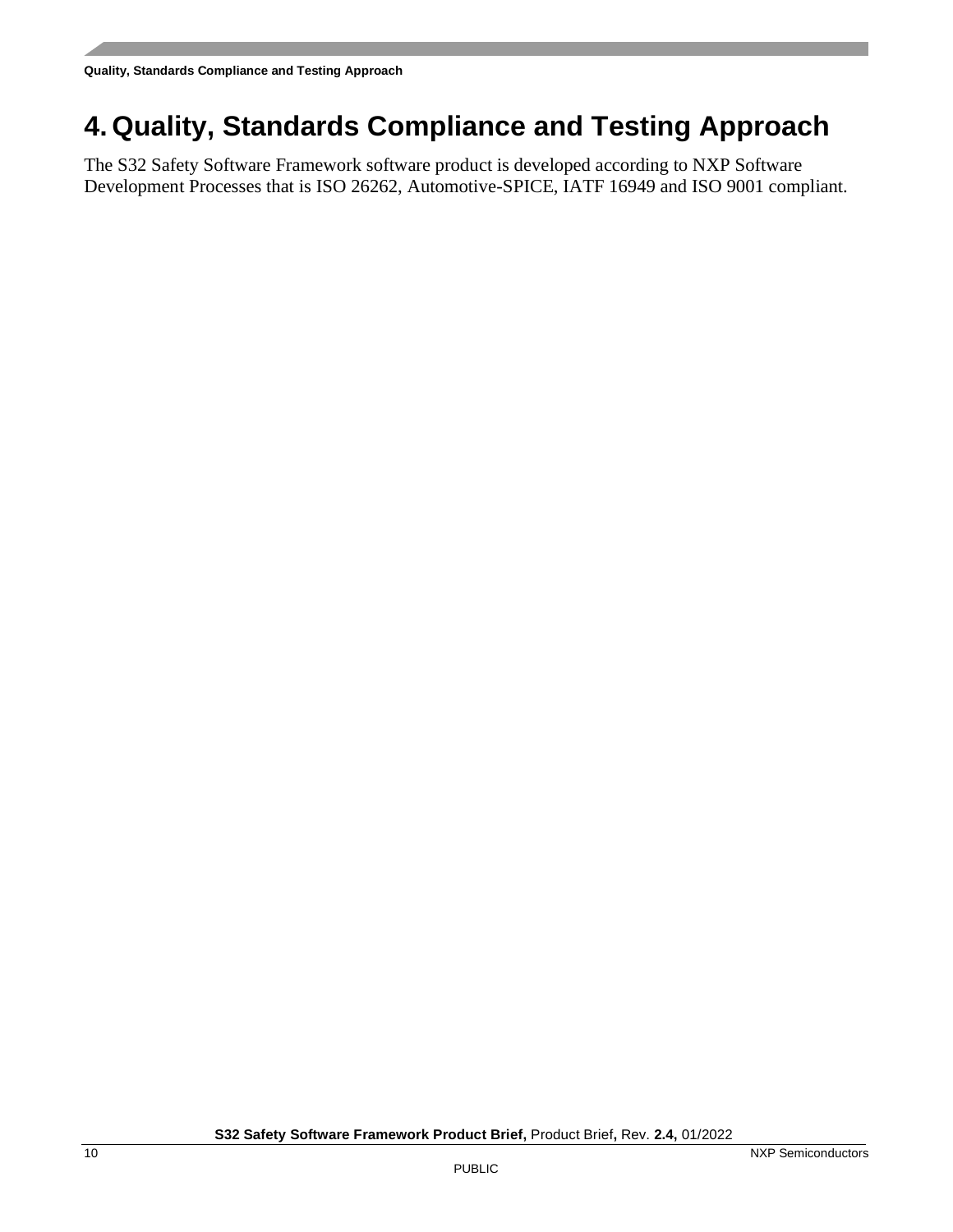# 4. Quality, Standards Compliance and Testing Approach

The S32 Safety Software Framework software product is developed according to NXP Software Development Processes that is ISO 26262, Automotive-SPICE, IATF 16949 and ISO 9001 compliant.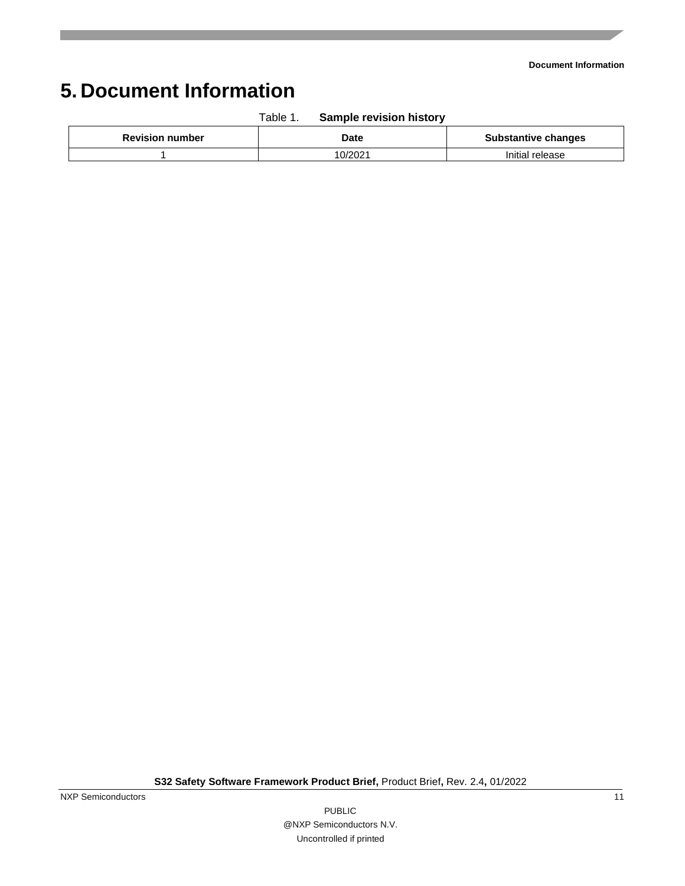# 5. Document Information

Table 1. **Sample revision history**

| Revision number | Date | Substantive changes |
|---|---|---|
| 1 | 10/2021 | Initial release |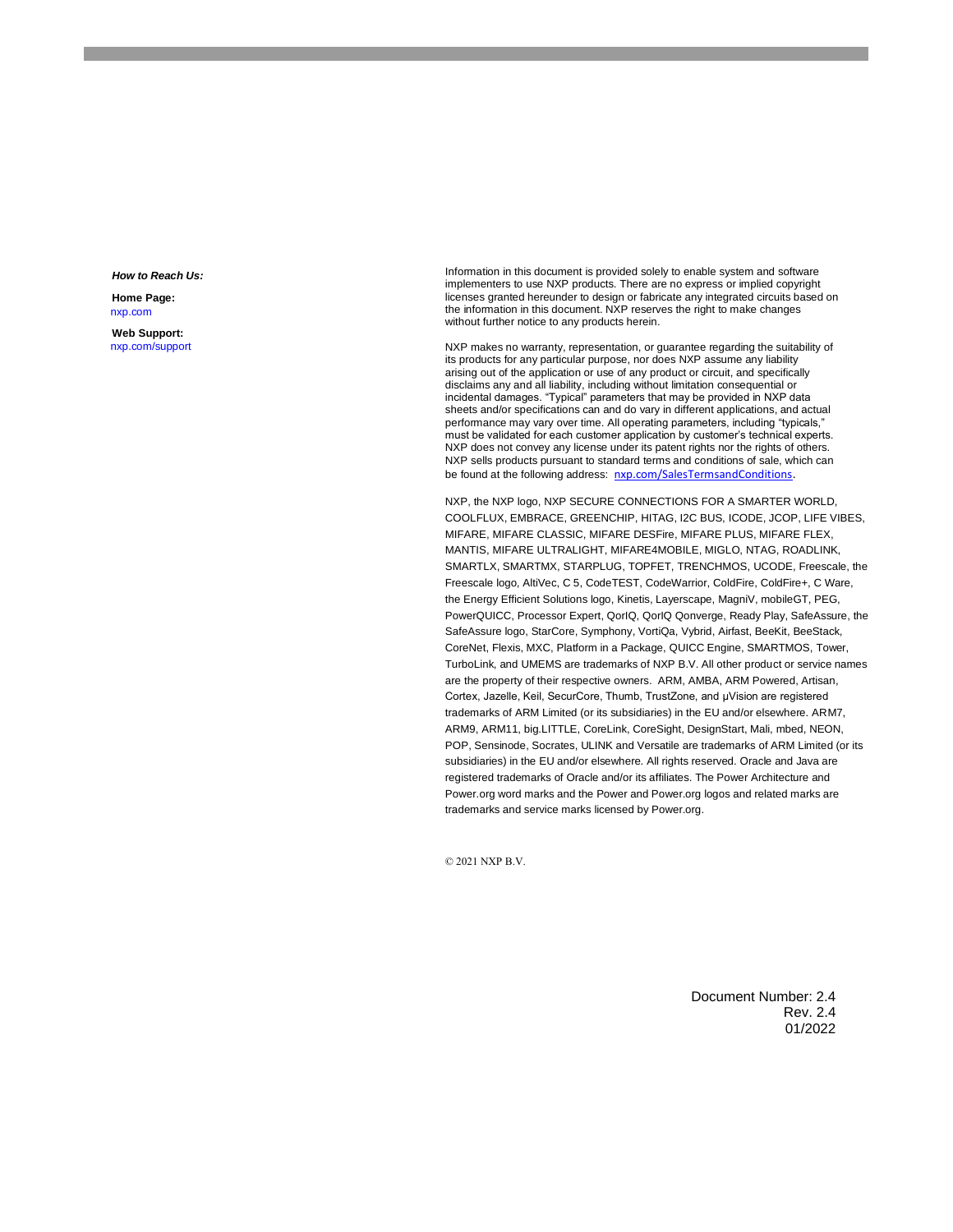***How to Reach Us:***

**Home Page:**
nxp.com

**Web Support:**
nxp.com/support

Information in this document is provided solely to enable system and software implementers to use NXP products. There are no express or implied copyright licenses granted hereunder to design or fabricate any integrated circuits based on the information in this document. NXP reserves the right to make changes without further notice to any products herein.

NXP makes no warranty, representation, or guarantee regarding the suitability of its products for any particular purpose, nor does NXP assume any liability arising out of the application or use of any product or circuit, and specifically disclaims any and all liability, including without limitation consequential or incidental damages. “Typical” parameters that may be provided in NXP data sheets and/or specifications can and do vary in different applications, and actual performance may vary over time. All operating parameters, including “typicals,” must be validated for each customer application by customer’s technical experts. NXP does not convey any license under its patent rights nor the rights of others. NXP sells products pursuant to standard terms and conditions of sale, which can be found at the following address: nxp.com/SalesTermsandConditions.

NXP, the NXP logo, NXP SECURE CONNECTIONS FOR A SMARTER WORLD, COOLFLUX, EMBRACE, GREENCHIP, HITAG, I2C BUS, ICODE, JCOP, LIFE VIBES, MIFARE, MIFARE CLASSIC, MIFARE DESFire, MIFARE PLUS, MIFARE FLEX, MANTIS, MIFARE ULTRALIGHT, MIFARE4MOBILE, MIGLO, NTAG, ROADLINK, SMARTLX, SMARTMX, STARPLUG, TOPFET, TRENCHMOS, UCODE, Freescale, the Freescale logo, AltiVec, C 5, CodeTEST, CodeWarrior, ColdFire, ColdFire+, C Ware, the Energy Efficient Solutions logo, Kinetis, Layerscape, MagniV, mobileGT, PEG, PowerQUICC, Processor Expert, QorIQ, QorIQ Qonverge, Ready Play, SafeAssure, the SafeAssure logo, StarCore, Symphony, VortiQa, Vybrid, Airfast, BeeKit, BeeStack, CoreNet, Flexis, MXC, Platform in a Package, QUICC Engine, SMARTMOS, Tower, TurboLink, and UMEMS are trademarks of NXP B.V. All other product or service names are the property of their respective owners. ARM, AMBA, ARM Powered, Artisan, Cortex, Jazelle, Keil, SecurCore, Thumb, TrustZone, and μVision are registered trademarks of ARM Limited (or its subsidiaries) in the EU and/or elsewhere. ARM7, ARM9, ARM11, big.LITTLE, CoreLink, CoreSight, DesignStart, Mali, mbed, NEON, POP, Sensinode, Socrates, ULINK and Versatile are trademarks of ARM Limited (or its subsidiaries) in the EU and/or elsewhere. All rights reserved. Oracle and Java are registered trademarks of Oracle and/or its affiliates. The Power Architecture and Power.org word marks and the Power and Power.org logos and related marks are trademarks and service marks licensed by Power.org.

© 2021 NXP B.V.

Document Number: 2.4
Rev. 2.4
01/2022